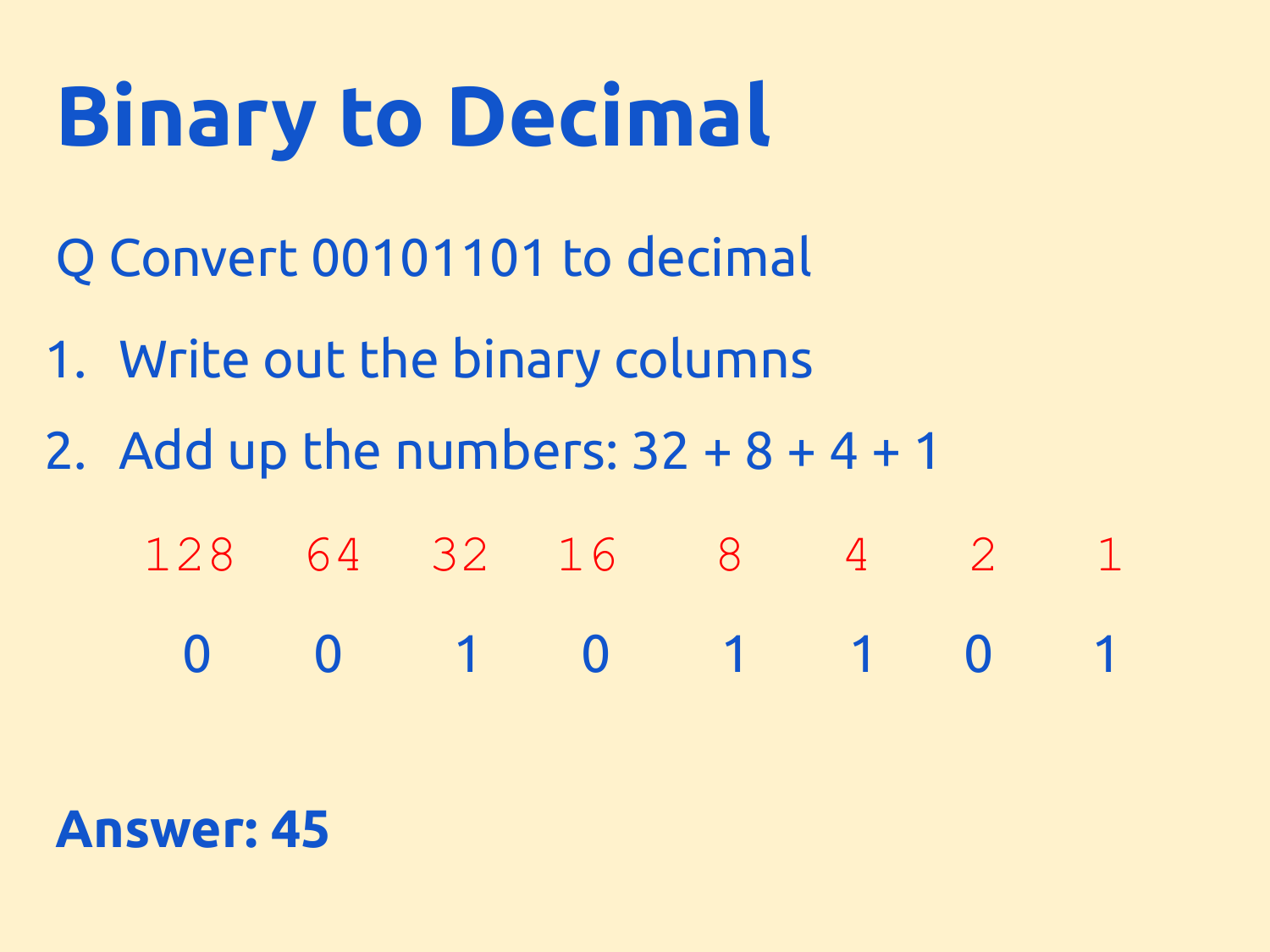# Binary to Decimal

Q Convert 00101101 to decimal

1. Write out the binary columns
2. Add up the numbers: 32 + 8 + 4 + 1

| 128 | 64 | 32 | 16 | 8 | 4 | 2 | 1 |
|---|---|---|---|---|---|---|---|
| 0 | 0 | 1 | 0 | 1 | 1 | 0 | 1 |

**Answer: 45**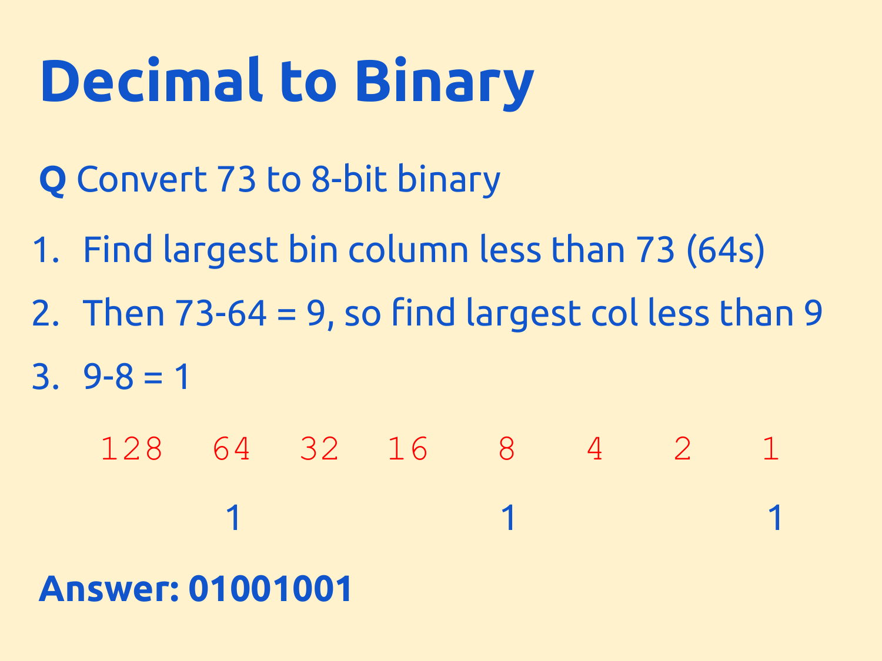# Decimal to Binary

**Q** Convert 73 to 8-bit binary

1. Find largest bin column less than 73 (64s)
2. Then 73-64 = 9, so find largest col less than 9
3. 9-8 = 1

| 128 | 64 | 32 | 16 | 8 | 4 | 2 | 1 |
|---|---|---|---|---|---|---|---|
| | 1 | | | 1 | | | 1 |

**Answer: 01001001**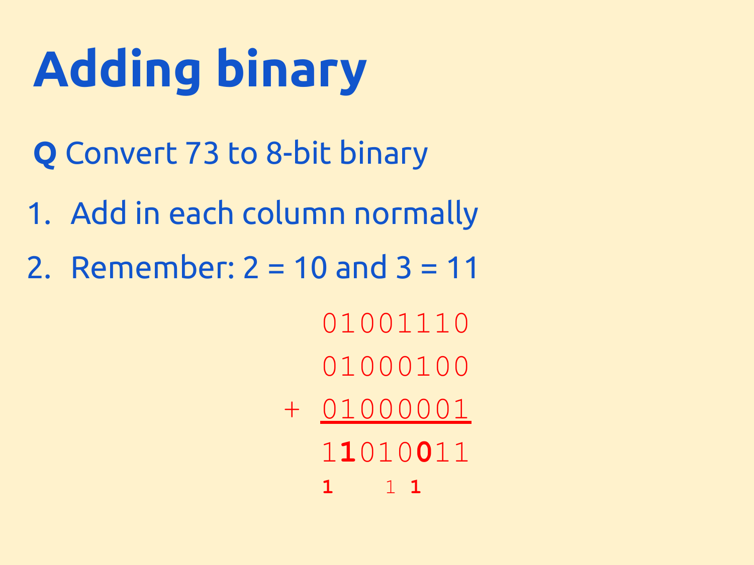# Adding binary

**Q** Convert 73 to 8-bit binary

1. Add in each column normally
2. Remember: 2 = 10 and 3 = 11

```
  01001110
  01000100
+ 01000001
  --------
  11010011
  1   1 1
```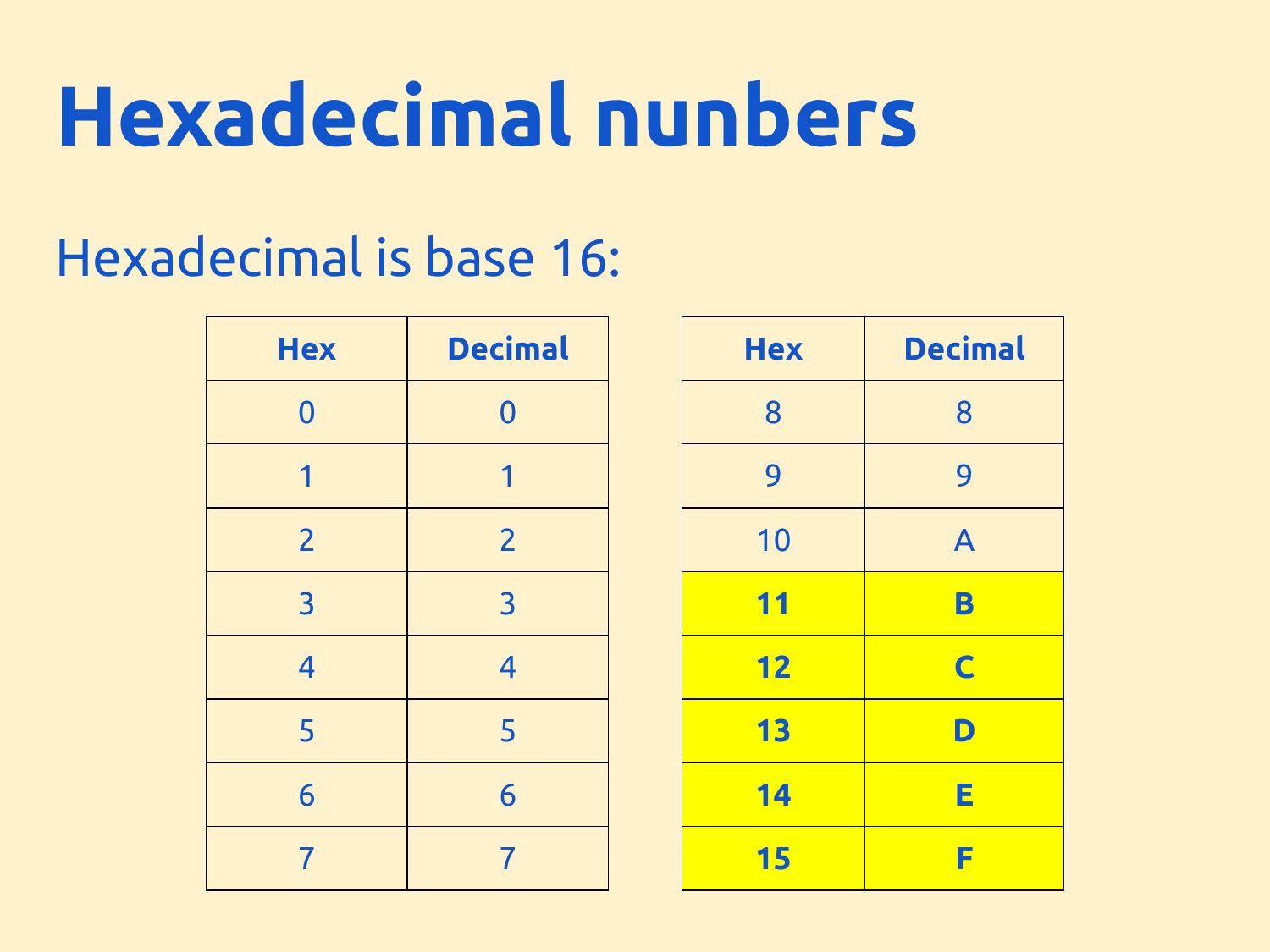# Hexadecimal nunbers

Hexadecimal is base 16:

| Hex | Decimal |
|---|---|
| 0 | 0 |
| 1 | 1 |
| 2 | 2 |
| 3 | 3 |
| 4 | 4 |
| 5 | 5 |
| 6 | 6 |
| 7 | 7 |

| Hex | Decimal |
|---|---|
| 8 | 8 |
| 9 | 9 |
| 10 | A |
| **11** | **B** |
| **12** | **C** |
| **13** | **D** |
| **14** | **E** |
| **15** | **F** |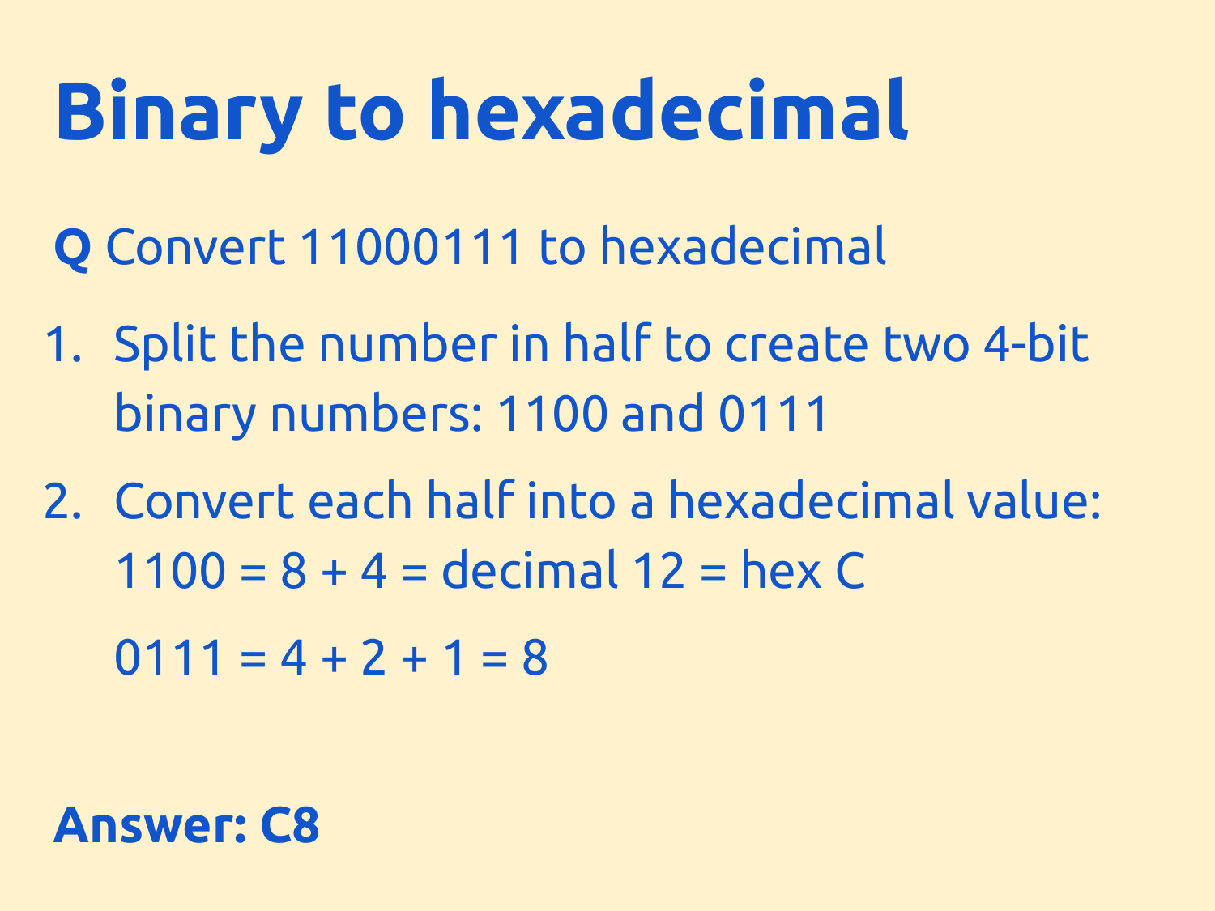# Binary to hexadecimal

**Q** Convert 11000111 to hexadecimal

1. Split the number in half to create two 4-bit binary numbers: 1100 and 0111
2. Convert each half into a hexadecimal value: 1100 = 8 + 4 = decimal 12 = hex C

   0111 = 4 + 2 + 1 = 8

**Answer: C8**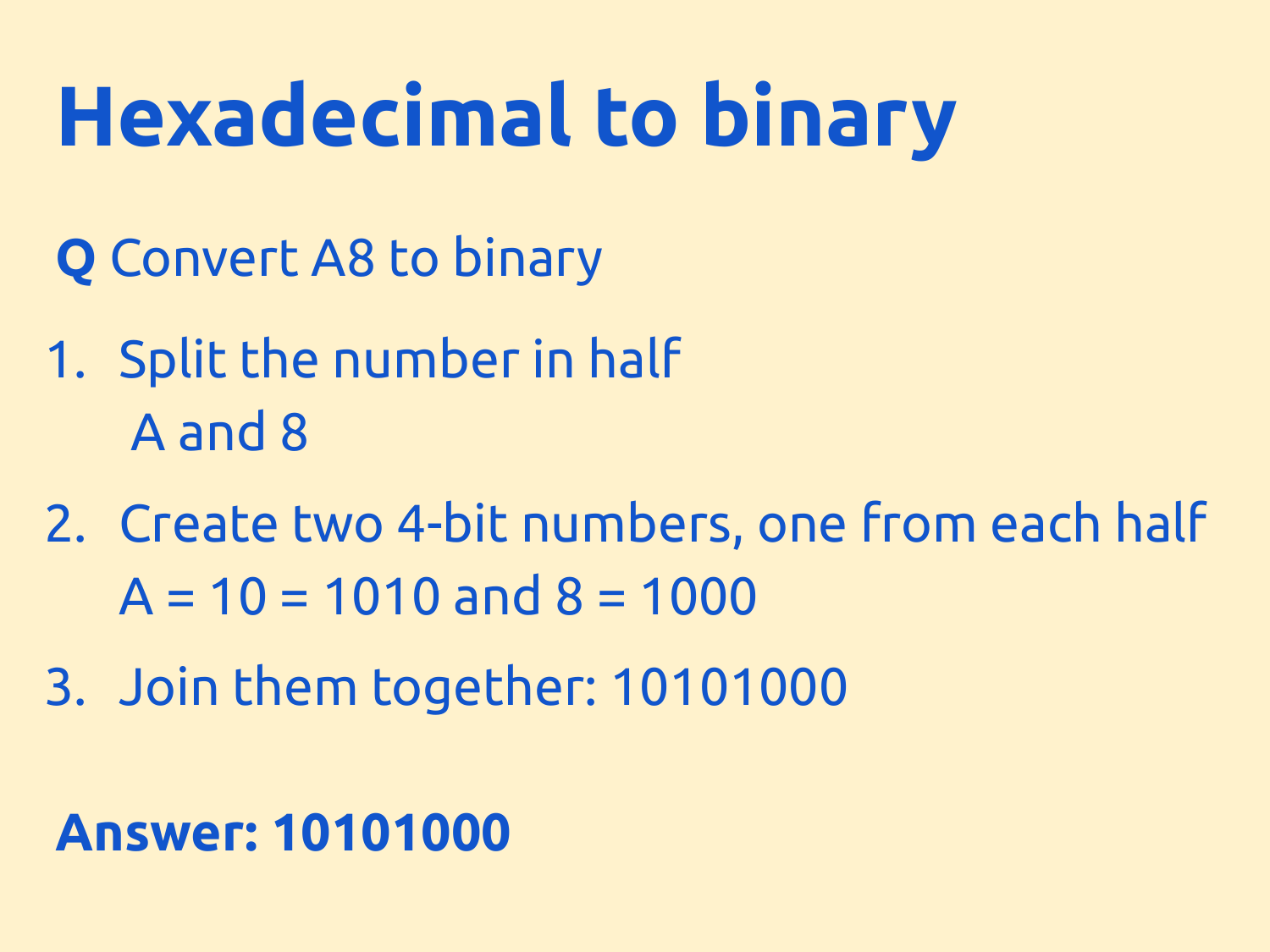# Hexadecimal to binary

**Q** Convert A8 to binary

1. Split the number in half

   A and 8

2. Create two 4-bit numbers, one from each half

   A = 10 = 1010 and 8 = 1000

3. Join them together: 10101000

**Answer: 10101000**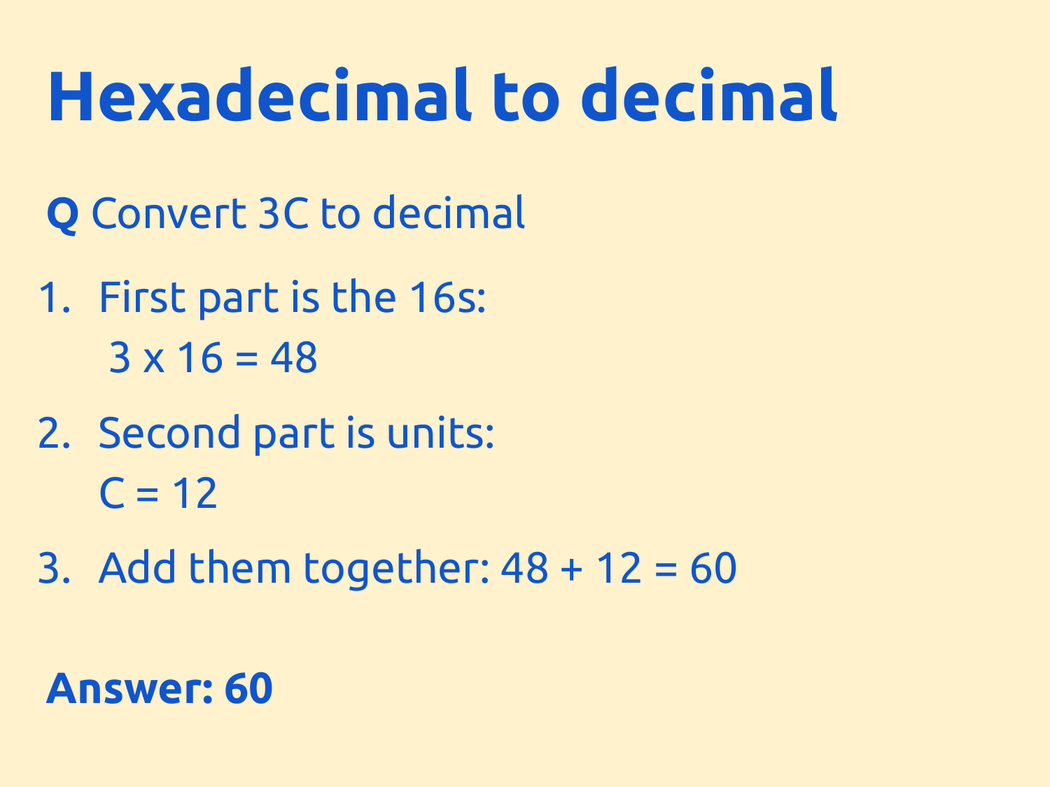# Hexadecimal to decimal

**Q** Convert 3C to decimal

1. First part is the 16s:

   $3 \times 16 = 48$

2. Second part is units:

   $C = 12$

3. Add them together: $48 + 12 = 60$

**Answer: 60**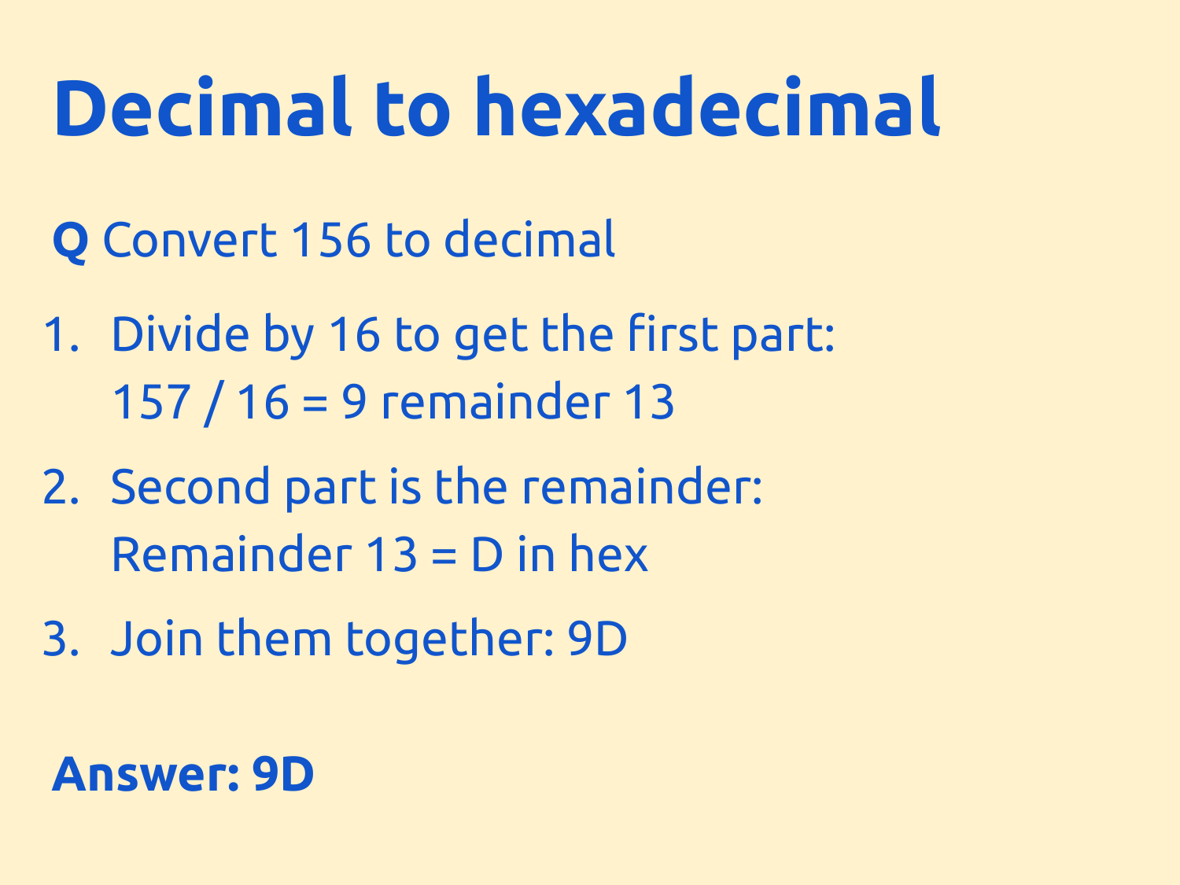# Decimal to hexadecimal

**Q** Convert 156 to decimal

1. Divide by 16 to get the first part:
   157 / 16 = 9 remainder 13
2. Second part is the remainder:
   Remainder 13 = D in hex
3. Join them together: 9D

**Answer: 9D**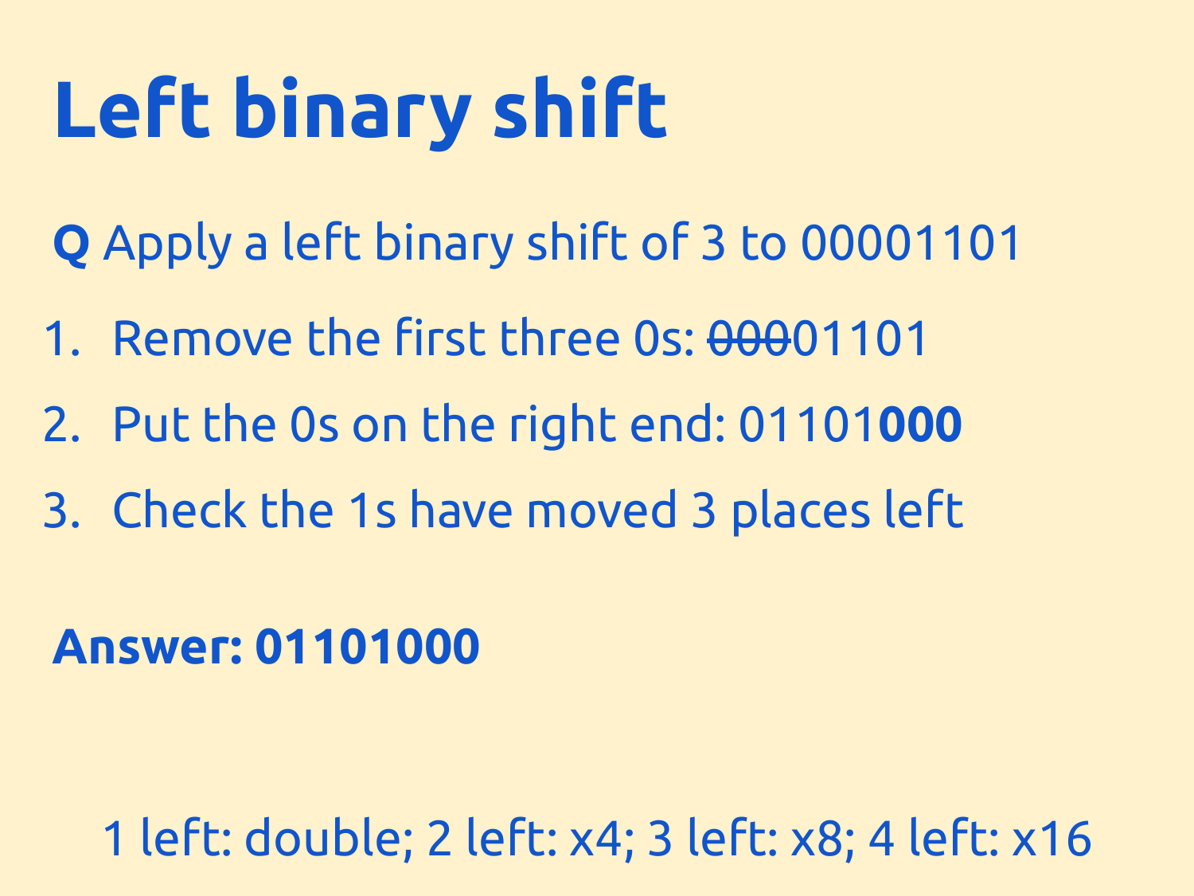# Left binary shift

**Q** Apply a left binary shift of 3 to 00001101

1. Remove the first three 0s: ~~000~~01101
2. Put the 0s on the right end: 01101**000**
3. Check the 1s have moved 3 places left

**Answer: 01101000**

1 left: double; 2 left: x4; 3 left: x8; 4 left: x16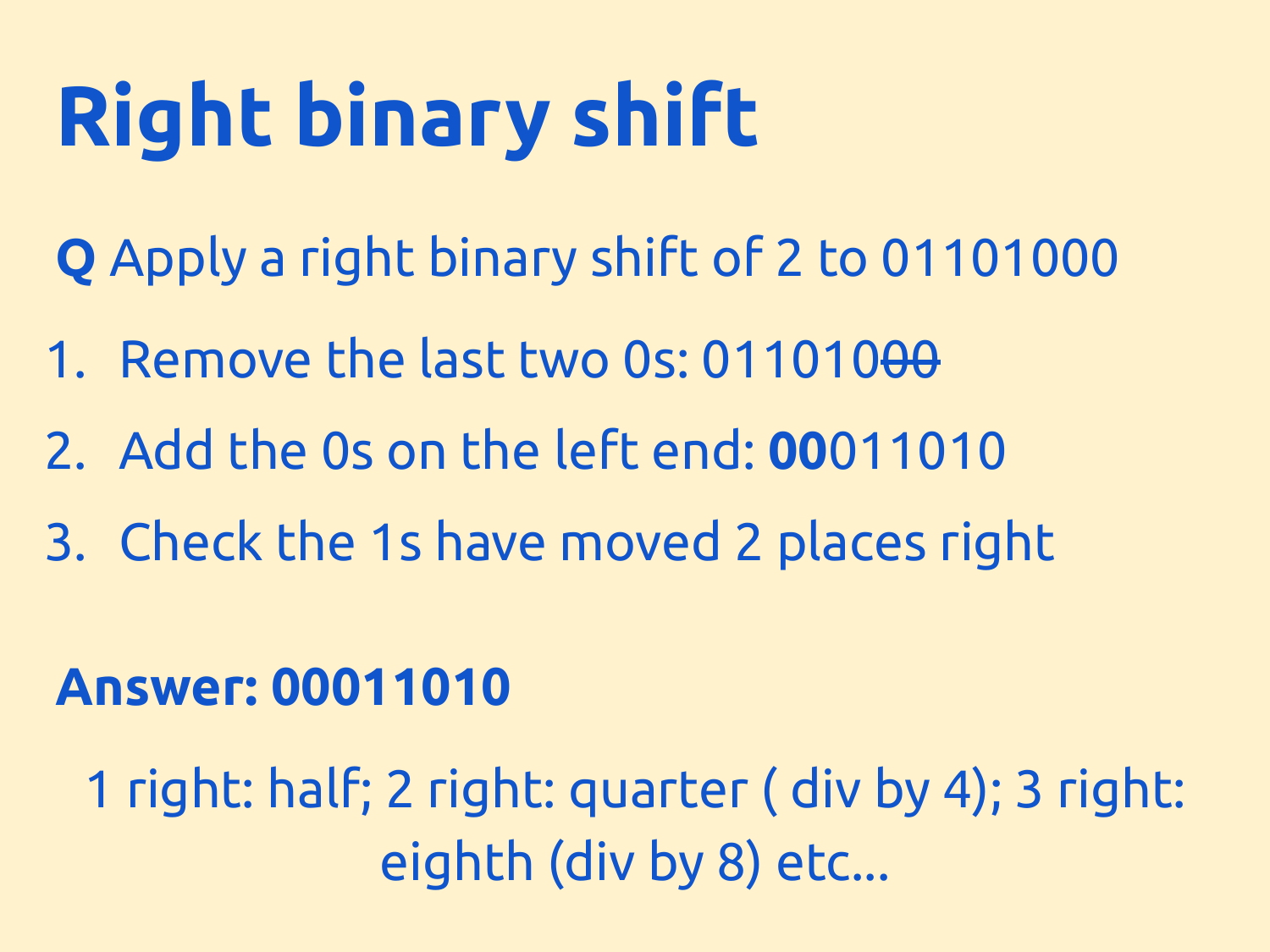# Right binary shift

**Q** Apply a right binary shift of 2 to 01101000

1. Remove the last two 0s: 01101~~00~~
2. Add the 0s on the left end: **00**011010
3. Check the 1s have moved 2 places right

**Answer: 00011010**

1 right: half; 2 right: quarter ( div by 4); 3 right: eighth (div by 8) etc...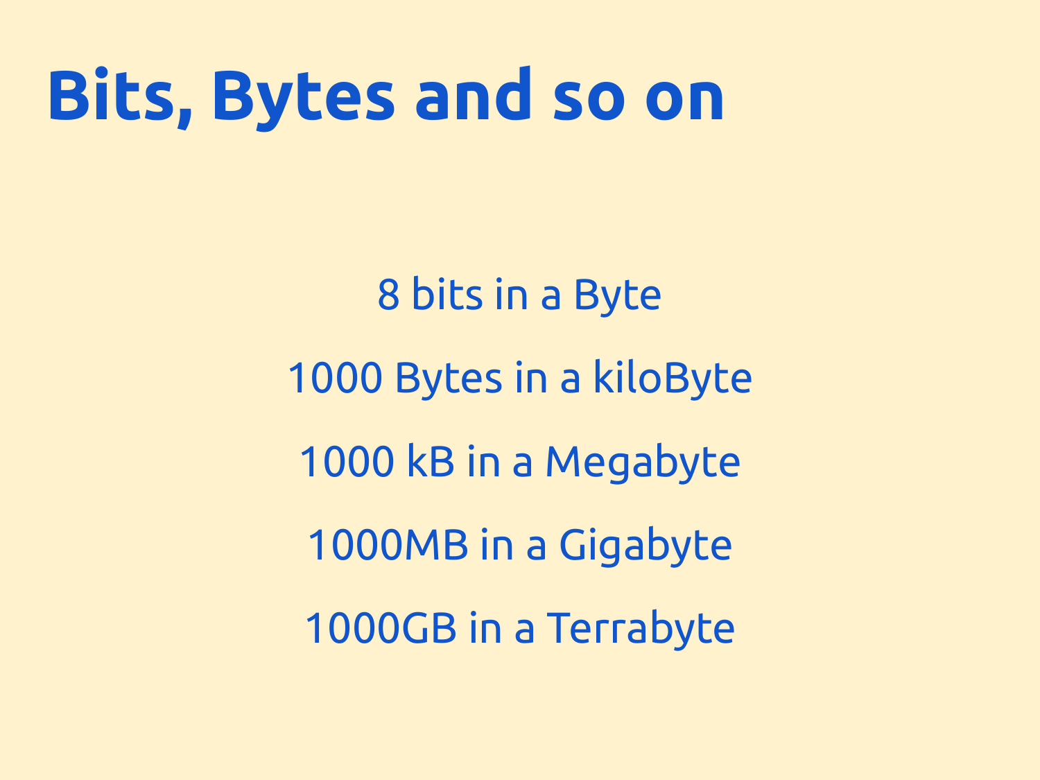# Bits, Bytes and so on

8 bits in a Byte

1000 Bytes in a kiloByte

1000 kB in a Megabyte

1000MB in a Gigabyte

1000GB in a Terrabyte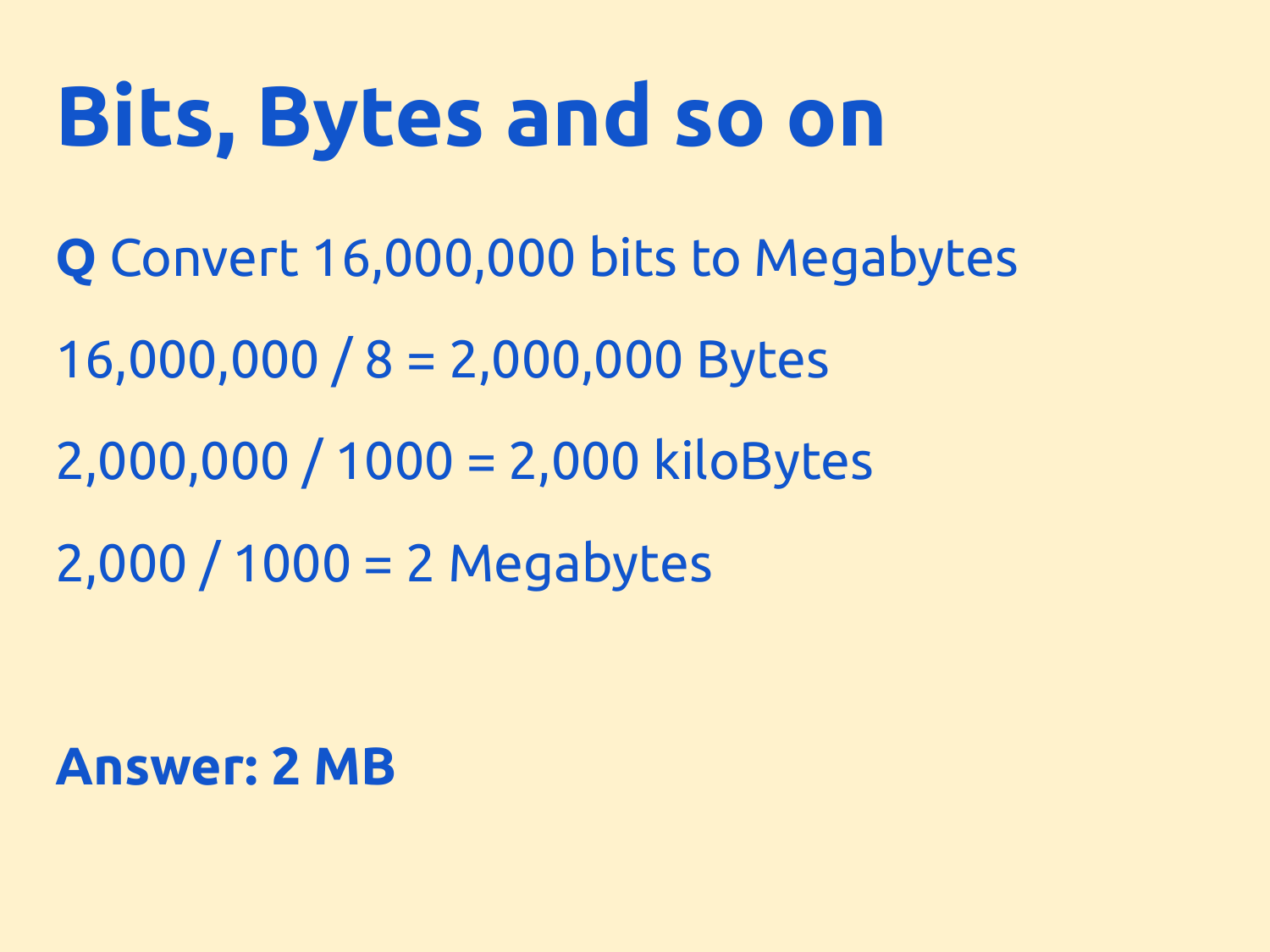# Bits, Bytes and so on

**Q** Convert 16,000,000 bits to Megabytes

16,000,000 / 8 = 2,000,000 Bytes

2,000,000 / 1000 = 2,000 kiloBytes

2,000 / 1000 = 2 Megabytes

**Answer: 2 MB**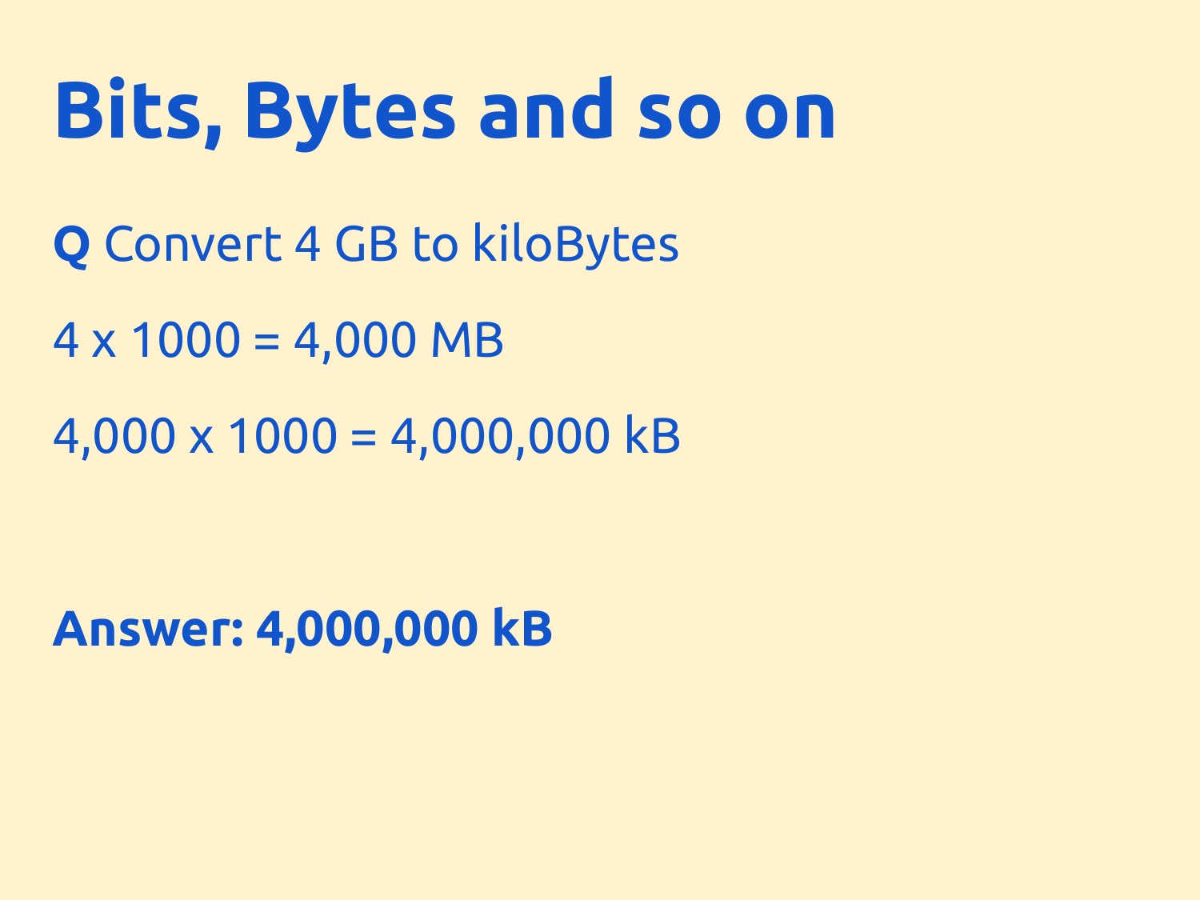# Bits, Bytes and so on

**Q** Convert 4 GB to kiloBytes

4 x 1000 = 4,000 MB

4,000 x 1000 = 4,000,000 kB

**Answer: 4,000,000 kB**